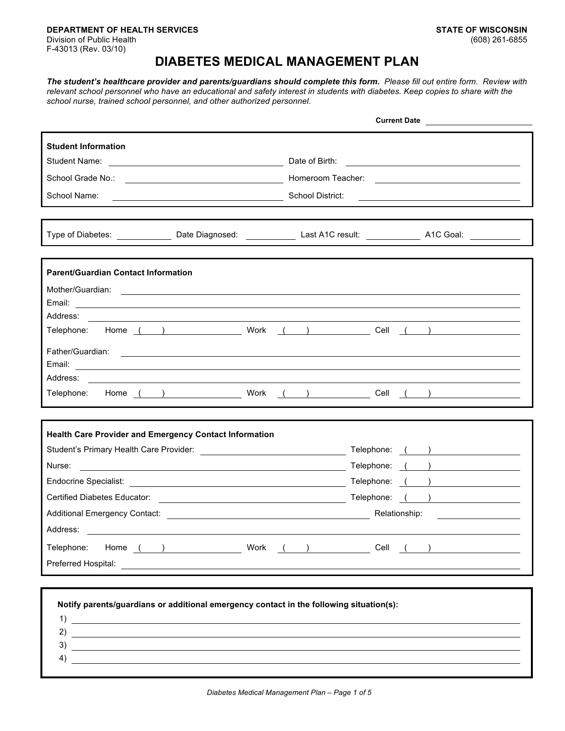**DEPARTMENT OF HEALTH SERVICES**
Division of Public Health
F-43013 (Rev. 03/10)

**STATE OF WISCONSIN**
(608) 261-6855

# DIABETES MEDICAL MANAGEMENT PLAN

***The student's healthcare provider and parents/guardians should complete this form.*** *Please fill out entire form. Review with relevant school personnel who have an educational and safety interest in students with diabetes. Keep copies to share with the school nurse, trained school personnel, and other authorized personnel.*

**Current Date** ____________________

**Student Information**

Student Name: ______________________ Date of Birth: ______________________

School Grade No.: ______________________ Homeroom Teacher: ______________________

School Name: ______________________ School District: ______________________

Type of Diabetes: __________ Date Diagnosed: __________ Last A1C result: __________ A1C Goal: __________

**Parent/Guardian Contact Information**

Mother/Guardian: ______________________

Email: ______________________

Address: ______________________

Telephone: Home ( ) __________ Work ( ) __________ Cell ( ) __________

Father/Guardian: ______________________

Email: ______________________

Address: ______________________

Telephone: Home ( ) __________ Work ( ) __________ Cell ( ) __________

**Health Care Provider and Emergency Contact Information**

Student's Primary Health Care Provider: ______________________ Telephone: ( ) __________

Nurse: ______________________ Telephone: ( ) __________

Endocrine Specialist: ______________________ Telephone: ( ) __________

Certified Diabetes Educator: ______________________ Telephone: ( ) __________

Additional Emergency Contact: ______________________ Relationship: __________

Address: ______________________

Telephone: Home ( ) __________ Work ( ) __________ Cell ( ) __________

Preferred Hospital: ______________________

**Notify parents/guardians or additional emergency contact in the following situation(s):**

1) ______________________
2) ______________________
3) ______________________
4) ______________________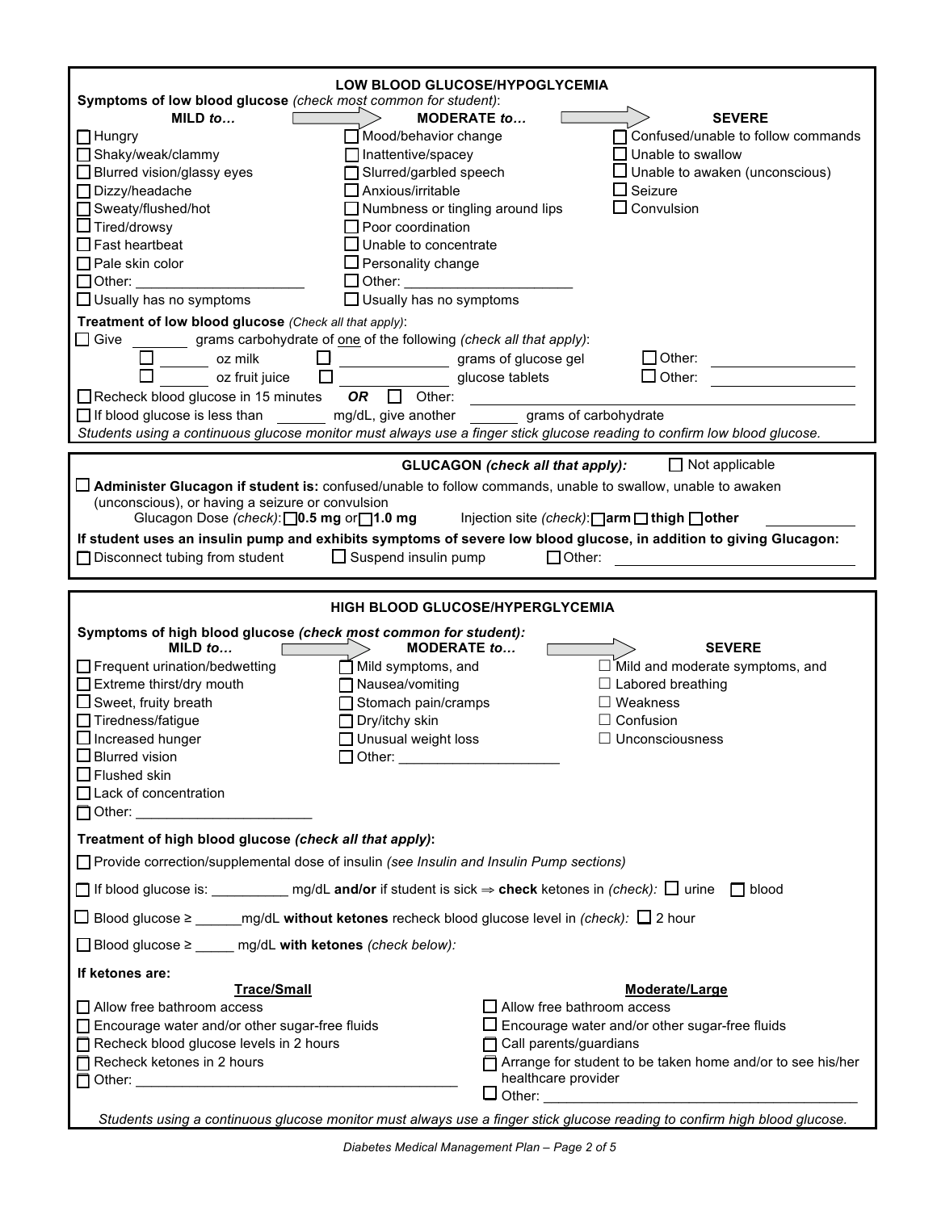## LOW BLOOD GLUCOSE/HYPOGLYCEMIA

**Symptoms of low blood glucose** *(check most common for student)*:

| MILD *to…* | MODERATE *to…* | SEVERE |
|---|---|---|
| ☐ Hungry | ☐ Mood/behavior change | ☐ Confused/unable to follow commands |
| ☐ Shaky/weak/clammy | ☐ Inattentive/spacey | ☐ Unable to swallow |
| ☐ Blurred vision/glassy eyes | ☐ Slurred/garbled speech | ☐ Unable to awaken (unconscious) |
| ☐ Dizzy/headache | ☐ Anxious/irritable | ☐ Seizure |
| ☐ Sweaty/flushed/hot | ☐ Numbness or tingling around lips | ☐ Convulsion |
| ☐ Tired/drowsy | ☐ Poor coordination | |
| ☐ Fast heartbeat | ☐ Unable to concentrate | |
| ☐ Pale skin color | ☐ Personality change | |
| ☐ Other: ____________________ | ☐ Other: ____________________ | |
| ☐ Usually has no symptoms | ☐ Usually has no symptoms | |

**Treatment of low blood glucose** *(Check all that apply)*:

☐ Give ______ grams carbohydrate of one of the following *(check all that apply)*:

☐ ______ oz milk ☐ ____________ grams of glucose gel ☐ Other: ____________

☐ ______ oz fruit juice ☐ ____________ glucose tablets ☐ Other: ____________

☐ Recheck blood glucose in 15 minutes ***OR*** ☐ Other: ______________________________

☐ If blood glucose is less than ______ mg/dL, give another ______ grams of carbohydrate

*Students using a continuous glucose monitor must always use a finger stick glucose reading to confirm low blood glucose.*

## GLUCAGON *(check all that apply):* ☐ Not applicable

☐ **Administer Glucagon if student is:** confused/unable to follow commands, unable to swallow, unable to awaken (unconscious), or having a seizure or convulsion

Glucagon Dose *(check)*: ☐**0.5 mg** or ☐**1.0 mg** Injection site *(check)*: ☐**arm** ☐ **thigh** ☐**other** ____________

**If student uses an insulin pump and exhibits symptoms of severe low blood glucose, in addition to giving Glucagon:**

☐ Disconnect tubing from student ☐ Suspend insulin pump ☐ Other: ______________________

## HIGH BLOOD GLUCOSE/HYPERGLYCEMIA

**Symptoms of high blood glucose** ***(check most common for student):***

| MILD *to…* | MODERATE *to…* | SEVERE |
|---|---|---|
| ☐ Frequent urination/bedwetting | ☐ Mild symptoms, and | ☐ Mild and moderate symptoms, and |
| ☐ Extreme thirst/dry mouth | ☐ Nausea/vomiting | ☐ Labored breathing |
| ☐ Sweet, fruity breath | ☐ Stomach pain/cramps | ☐ Weakness |
| ☐ Tiredness/fatigue | ☐ Dry/itchy skin | ☐ Confusion |
| ☐ Increased hunger | ☐ Unusual weight loss | ☐ Unconsciousness |
| ☐ Blurred vision | ☐ Other: ____________________ | |
| ☐ Flushed skin | | |
| ☐ Lack of concentration | | |
| ☐ Other: ____________________ | | |

**Treatment of high blood glucose** ***(check all that apply)*:**

☐ Provide correction/supplemental dose of insulin *(see Insulin and Insulin Pump sections)*

☐ If blood glucose is: __________ mg/dL **and/or** if student is sick ⇒ **check** ketones in *(check):* ☐ urine ☐ blood

☐ Blood glucose ≥ ______mg/dL **without ketones** recheck blood glucose level in *(check):* ☐ 2 hour

☐ Blood glucose ≥ _____ mg/dL **with ketones** *(check below):*

**If ketones are:**

| Trace/Small | Moderate/Large |
|---|---|
| ☐ Allow free bathroom access | ☐ Allow free bathroom access |
| ☐ Encourage water and/or other sugar-free fluids | ☐ Encourage water and/or other sugar-free fluids |
| ☐ Recheck blood glucose levels in 2 hours | ☐ Call parents/guardians |
| ☐ Recheck ketones in 2 hours | ☐ Arrange for student to be taken home and/or to see his/her healthcare provider |
| ☐ Other: ________________________________ | ☐ Other: ________________________________ |

*Students using a continuous glucose monitor must always use a finger stick glucose reading to confirm high blood glucose.*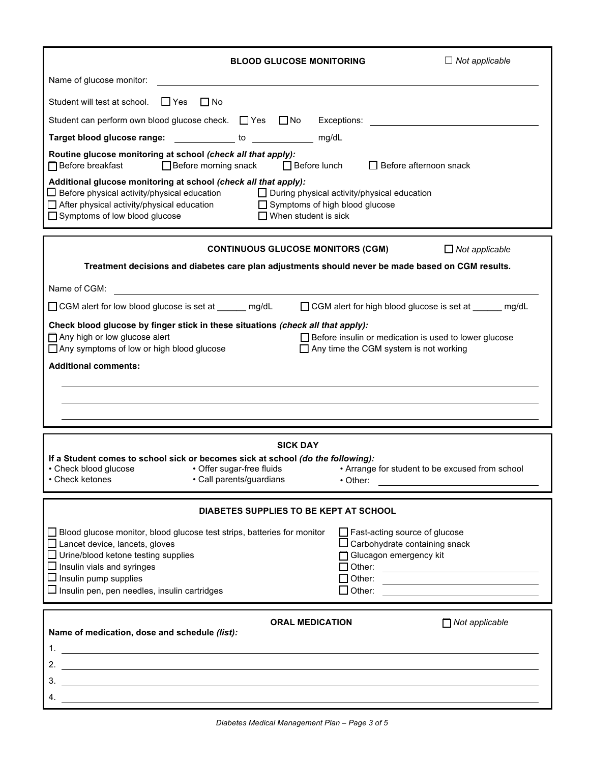## BLOOD GLUCOSE MONITORING

☐ *Not applicable*

Name of glucose monitor: \_\_\_\_\_\_\_\_\_\_\_\_\_\_\_\_\_\_\_\_

Student will test at school. ☐ Yes ☐ No

Student can perform own blood glucose check. ☐ Yes ☐ No Exceptions: \_\_\_\_\_\_\_\_\_\_\_\_\_\_\_\_\_\_\_\_

**Target blood glucose range:** \_\_\_\_\_\_\_\_\_\_ to \_\_\_\_\_\_\_\_\_\_ mg/dL

**Routine glucose monitoring at school** ***(check all that apply):***

☐ Before breakfast ☐ Before morning snack ☐ Before lunch ☐ Before afternoon snack

**Additional glucose monitoring at school** ***(check all that apply):***

☐ Before physical activity/physical education
☐ During physical activity/physical education
☐ After physical activity/physical education
☐ Symptoms of high blood glucose
☐ Symptoms of low blood glucose
☐ When student is sick

## CONTINUOUS GLUCOSE MONITORS (CGM)

☐ *Not applicable*

**Treatment decisions and diabetes care plan adjustments should never be made based on CGM results.**

Name of CGM: \_\_\_\_\_\_\_\_\_\_\_\_\_\_\_\_\_\_\_\_

☐ CGM alert for low blood glucose is set at \_\_\_\_\_\_ mg/dL ☐ CGM alert for high blood glucose is set at \_\_\_\_\_\_ mg/dL

**Check blood glucose by finger stick in these situations** ***(check all that apply):***

☐ Any high or low glucose alert
☐ Before insulin or medication is used to lower glucose
☐ Any symptoms of low or high blood glucose
☐ Any time the CGM system is not working

**Additional comments:**

\_\_\_\_\_\_\_\_\_\_\_\_\_\_\_\_\_\_\_\_

\_\_\_\_\_\_\_\_\_\_\_\_\_\_\_\_\_\_\_\_

\_\_\_\_\_\_\_\_\_\_\_\_\_\_\_\_\_\_\_\_

## SICK DAY

**If a Student comes to school sick or becomes sick at school** ***(do the following):***

- Check blood glucose
- Offer sugar-free fluids
- Arrange for student to be excused from school
- Check ketones
- Call parents/guardians
- Other: \_\_\_\_\_\_\_\_\_\_\_\_\_\_\_\_\_\_\_\_

## DIABETES SUPPLIES TO BE KEPT AT SCHOOL

☐ Blood glucose monitor, blood glucose test strips, batteries for monitor
☐ Lancet device, lancets, gloves
☐ Urine/blood ketone testing supplies
☐ Insulin vials and syringes
☐ Insulin pump supplies
☐ Insulin pen, pen needles, insulin cartridges
☐ Fast-acting source of glucose
☐ Carbohydrate containing snack
☐ Glucagon emergency kit
☐ Other: \_\_\_\_\_\_\_\_\_\_\_\_\_\_\_\_\_\_\_\_
☐ Other: \_\_\_\_\_\_\_\_\_\_\_\_\_\_\_\_\_\_\_\_
☐ Other: \_\_\_\_\_\_\_\_\_\_\_\_\_\_\_\_\_\_\_\_

## ORAL MEDICATION

☐ *Not applicable*

**Name of medication, dose and schedule** ***(list):***

1. \_\_\_\_\_\_\_\_\_\_\_\_\_\_\_\_\_\_\_\_
2. \_\_\_\_\_\_\_\_\_\_\_\_\_\_\_\_\_\_\_\_
3. \_\_\_\_\_\_\_\_\_\_\_\_\_\_\_\_\_\_\_\_
4. \_\_\_\_\_\_\_\_\_\_\_\_\_\_\_\_\_\_\_\_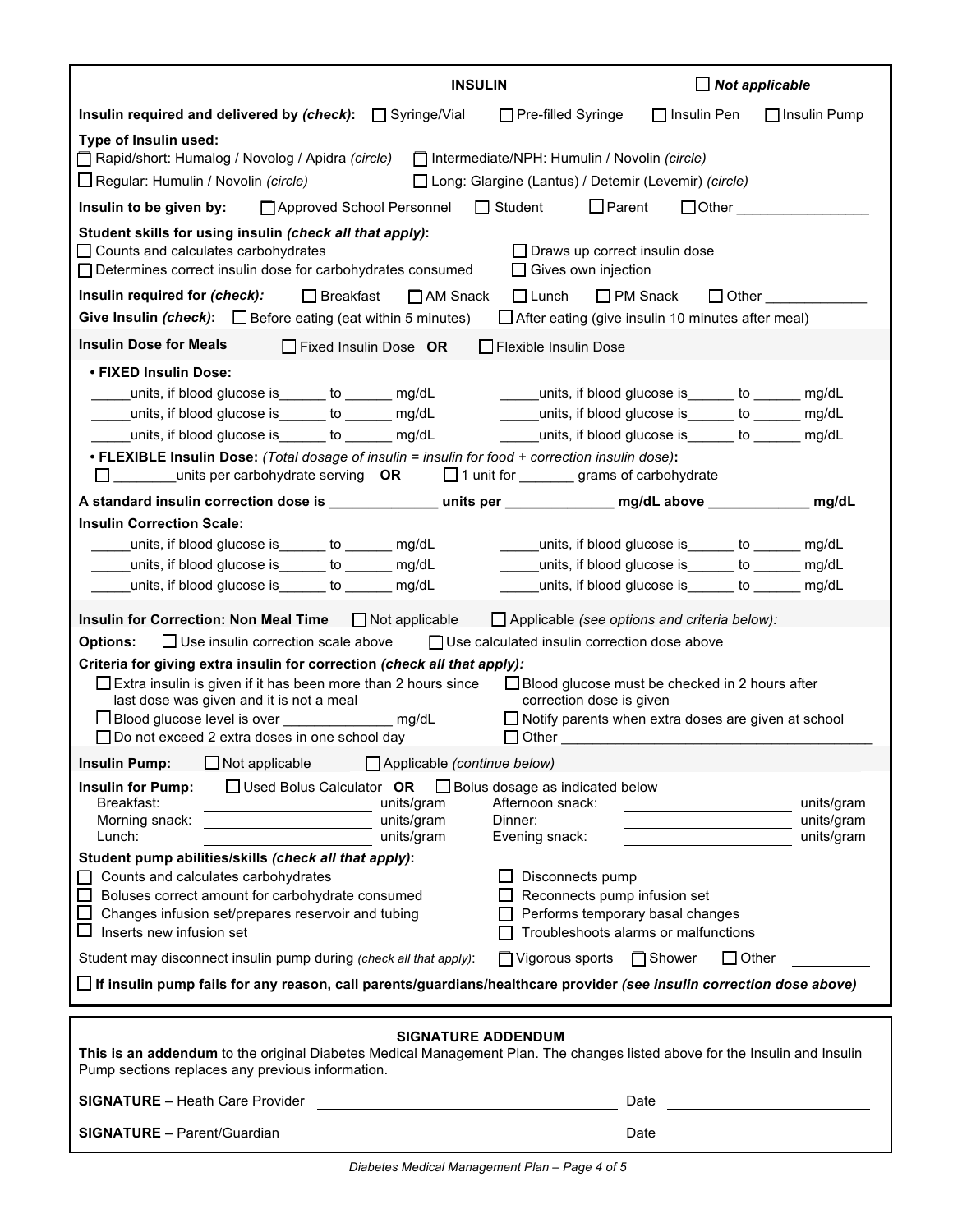## INSULIN

☐ *Not applicable*

**Insulin required and delivered by *(check)*:** ☐ Syringe/Vial ☐ Pre-filled Syringe ☐ Insulin Pen ☐ Insulin Pump

**Type of Insulin used:**

☐ Rapid/short: Humalog / Novolog / Apidra *(circle)* ☐ Intermediate/NPH: Humulin / Novolin *(circle)*

☐ Regular: Humulin / Novolin *(circle)* ☐ Long: Glargine (Lantus) / Detemir (Levemir) *(circle)*

**Insulin to be given by:** ☐ Approved School Personnel ☐ Student ☐ Parent ☐ Other _________________

**Student skills for using insulin *(check all that apply)*:**

☐ Counts and calculates carbohydrates ☐ Draws up correct insulin dose

☐ Determines correct insulin dose for carbohydrates consumed ☐ Gives own injection

**Insulin required for *(check)*:** ☐ Breakfast ☐ AM Snack ☐ Lunch ☐ PM Snack ☐ Other _____________

**Give Insulin *(check)*:** ☐ Before eating (eat within 5 minutes) ☐ After eating (give insulin 10 minutes after meal)

### Insulin Dose for Meals

☐ Fixed Insulin Dose **OR** ☐ Flexible Insulin Dose

**• FIXED Insulin Dose:**

_____units, if blood glucose is______ to ______ mg/dL _____units, if blood glucose is______ to ______ mg/dL

_____units, if blood glucose is______ to ______ mg/dL _____units, if blood glucose is______ to ______ mg/dL

_____units, if blood glucose is______ to ______ mg/dL _____units, if blood glucose is______ to ______ mg/dL

**• FLEXIBLE Insulin Dose:** *(Total dosage of insulin = insulin for food + correction insulin dose)***:**

☐ ________units per carbohydrate serving **OR** ☐ 1 unit for _______ grams of carbohydrate

**A standard insulin correction dose is ______________ units per ______________ mg/dL above _____________ mg/dL**

**Insulin Correction Scale:**

_____units, if blood glucose is______ to ______ mg/dL _____units, if blood glucose is______ to ______ mg/dL

_____units, if blood glucose is______ to ______ mg/dL _____units, if blood glucose is______ to ______ mg/dL

_____units, if blood glucose is______ to ______ mg/dL _____units, if blood glucose is______ to ______ mg/dL

### Insulin for Correction: Non Meal Time

☐ Not applicable ☐ Applicable *(see options and criteria below):*

**Options:** ☐ Use insulin correction scale above ☐ Use calculated insulin correction dose above

**Criteria for giving extra insulin for correction *(check all that apply)*:**

☐ Extra insulin is given if it has been more than 2 hours since last dose was given and it is not a meal

☐ Blood glucose must be checked in 2 hours after correction dose is given

☐ Blood glucose level is over _______________ mg/dL

☐ Notify parents when extra doses are given at school

☐ Do not exceed 2 extra doses in one school day

☐ Other ___________________________________________

### Insulin Pump:

☐ Not applicable ☐ Applicable *(continue below)*

**Insulin for Pump:** ☐ Used Bolus Calculator **OR** ☐ Bolus dosage as indicated below

Breakfast: ______________ units/gram Afternoon snack: ______________ units/gram

Morning snack: ______________ units/gram Dinner: ______________ units/gram

Lunch: ______________ units/gram Evening snack: ______________ units/gram

**Student pump abilities/skills *(check all that apply)*:**

☐ Counts and calculates carbohydrates ☐ Disconnects pump

☐ Boluses correct amount for carbohydrate consumed ☐ Reconnects pump infusion set

☐ Changes infusion set/prepares reservoir and tubing ☐ Performs temporary basal changes

☐ Inserts new infusion set ☐ Troubleshoots alarms or malfunctions

Student may disconnect insulin pump during *(check all that apply)*: ☐ Vigorous sports ☐ Shower ☐ Other __________

☐ **If insulin pump fails for any reason, call parents/guardians/healthcare provider *(see insulin correction dose above)***

## SIGNATURE ADDENDUM

**This is an addendum** to the original Diabetes Medical Management Plan. The changes listed above for the Insulin and Insulin Pump sections replaces any previous information.

**SIGNATURE** – Heath Care Provider ______________________________ Date ______________

**SIGNATURE** – Parent/Guardian ______________________________ Date ______________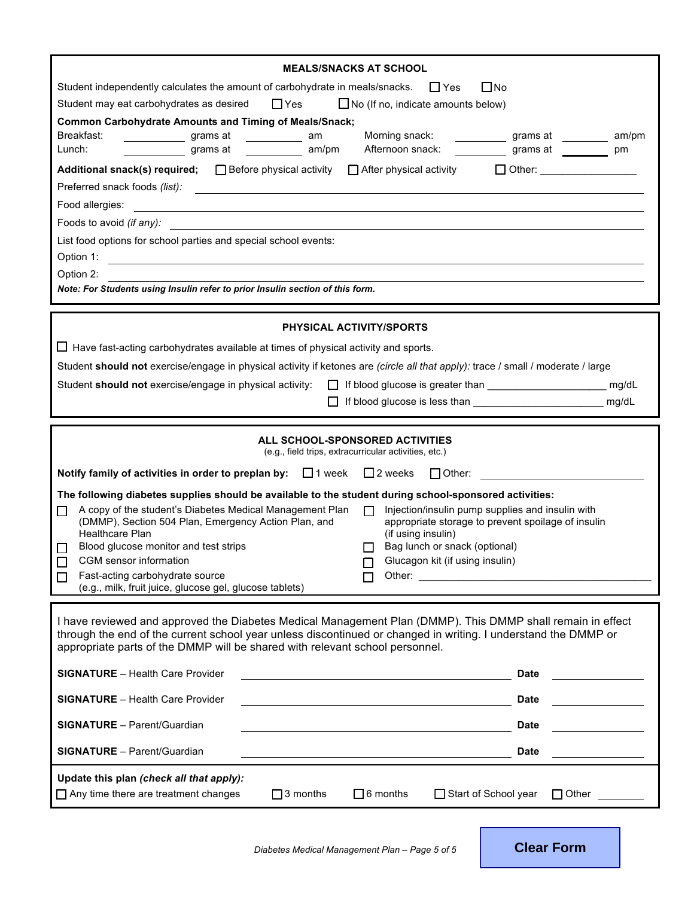## MEALS/SNACKS AT SCHOOL

Student independently calculates the amount of carbohydrate in meals/snacks. ☐ Yes ☐ No

Student may eat carbohydrates as desired ☐ Yes ☐ No (If no, indicate amounts below)

**Common Carbohydrate Amounts and Timing of Meals/Snack;**

Breakfast: ________ grams at ________ am Morning snack: ________ grams at ________ am/pm

Lunch: ________ grams at ________ am/pm Afternoon snack: ________ grams at ________ pm

**Additional snack(s) required;** ☐ Before physical activity ☐ After physical activity ☐ Other: ________________

Preferred snack foods *(list)*: ________________________________________

Food allergies: ________________________________________

Foods to avoid *(if any)*: ________________________________________

List food options for school parties and special school events:

Option 1: ________________________________________

Option 2: ________________________________________

***Note: For Students using Insulin refer to prior Insulin section of this form.***

## PHYSICAL ACTIVITY/SPORTS

☐ Have fast-acting carbohydrates available at times of physical activity and sports.

Student **should not** exercise/engage in physical activity if ketones are *(circle all that apply)*: trace / small / moderate / large

Student **should not** exercise/engage in physical activity: ☐ If blood glucose is greater than ________________ mg/dL

☐ If blood glucose is less than ________________ mg/dL

## ALL SCHOOL-SPONSORED ACTIVITIES

(e.g., field trips, extracurricular activities, etc.)

**Notify family of activities in order to preplan by:** ☐ 1 week ☐ 2 weeks ☐ Other: ________________

**The following diabetes supplies should be available to the student during school-sponsored activities:**

- ☐ A copy of the student's Diabetes Medical Management Plan (DMMP), Section 504 Plan, Emergency Action Plan, and Healthcare Plan
- ☐ Blood glucose monitor and test strips
- ☐ CGM sensor information
- ☐ Fast-acting carbohydrate source (e.g., milk, fruit juice, glucose gel, glucose tablets)
- ☐ Injection/insulin pump supplies and insulin with appropriate storage to prevent spoilage of insulin (if using insulin)
- ☐ Bag lunch or snack (optional)
- ☐ Glucagon kit (if using insulin)
- ☐ Other: ________________________________________

I have reviewed and approved the Diabetes Medical Management Plan (DMMP). This DMMP shall remain in effect through the end of the current school year unless discontinued or changed in writing. I understand the DMMP or appropriate parts of the DMMP will be shared with relevant school personnel.

**SIGNATURE** – Health Care Provider ________________________________ **Date** ____________

**SIGNATURE** – Health Care Provider ________________________________ **Date** ____________

**SIGNATURE** – Parent/Guardian ________________________________ **Date** ____________

**SIGNATURE** – Parent/Guardian ________________________________ **Date** ____________

**Update this plan** ***(check all that apply):***

☐ Any time there are treatment changes ☐ 3 months ☐ 6 months ☐ Start of School year ☐ Other ________

Clear Form